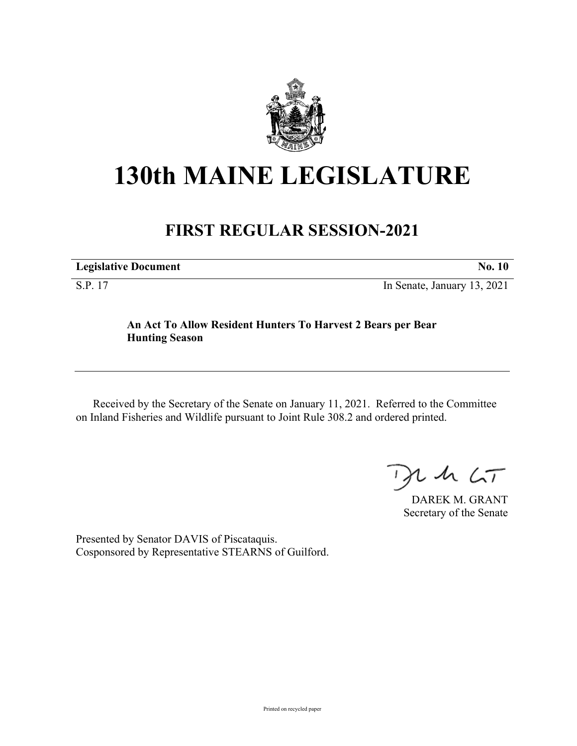# 130th MAINE LEGISLATURE

## FIRST REGULAR SESSION-2021

| **Legislative Document** | **No. 10** |
|---|---|
| S.P. 17 | In Senate, January 13, 2021 |

**An Act To Allow Resident Hunters To Harvest 2 Bears per Bear Hunting Season**

Received by the Secretary of the Senate on January 11, 2021. Referred to the Committee on Inland Fisheries and Wildlife pursuant to Joint Rule 308.2 and ordered printed.

DAREK M. GRANT
Secretary of the Senate

Presented by Senator DAVIS of Piscataquis.
Cosponsored by Representative STEARNS of Guilford.

Printed on recycled paper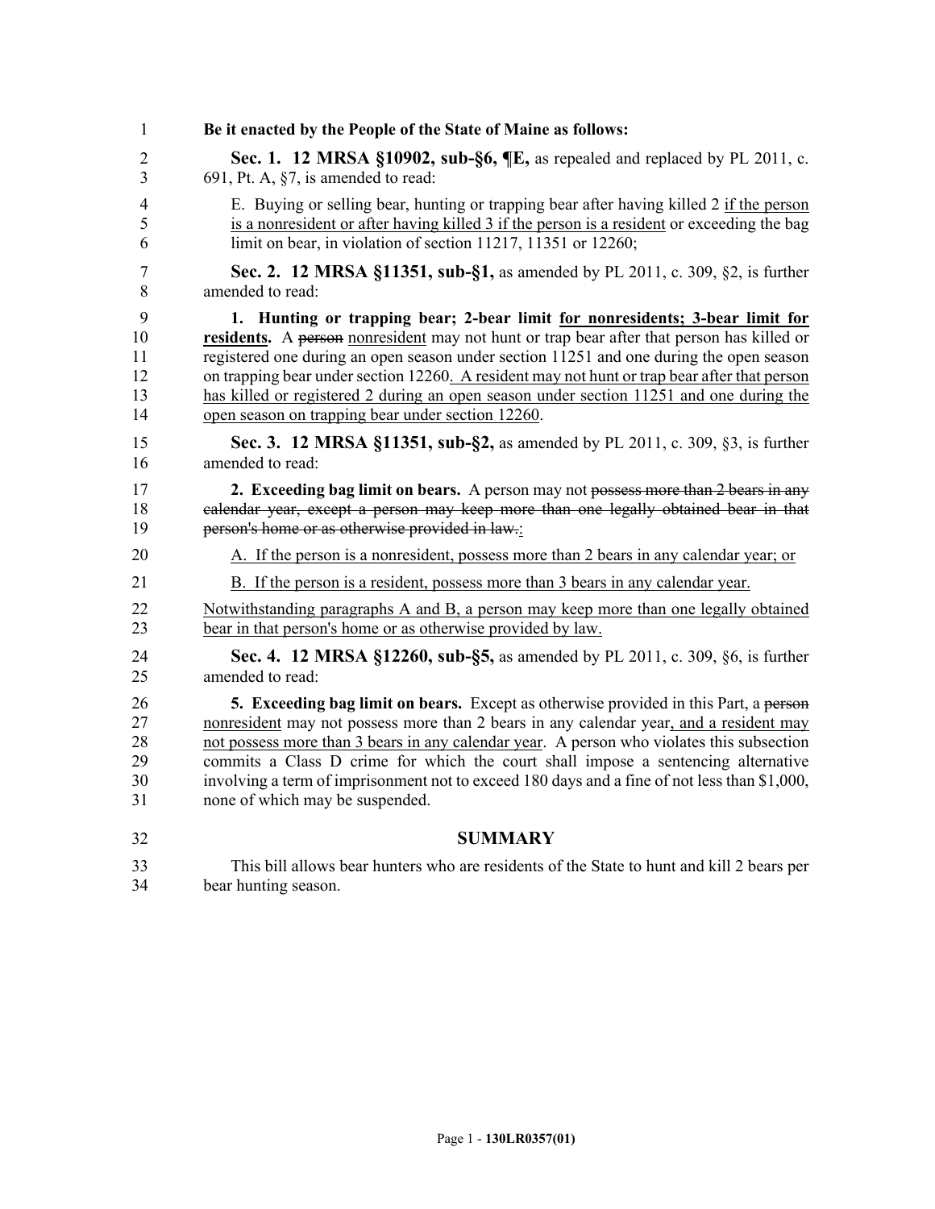**Be it enacted by the People of the State of Maine as follows:**

**Sec. 1. 12 MRSA §10902, sub-§6, ¶E,** as repealed and replaced by PL 2011, c. 691, Pt. A, §7, is amended to read:

E. Buying or selling bear, hunting or trapping bear after having killed 2 if the person is a nonresident or after having killed 3 if the person is a resident or exceeding the bag limit on bear, in violation of section 11217, 11351 or 12260;

**Sec. 2. 12 MRSA §11351, sub-§1,** as amended by PL 2011, c. 309, §2, is further amended to read:

**1. Hunting or trapping bear; 2-bear limit for nonresidents; 3-bear limit for residents.** A ~~person~~ nonresident may not hunt or trap bear after that person has killed or registered one during an open season under section 11251 and one during the open season on trapping bear under section 12260. A resident may not hunt or trap bear after that person has killed or registered 2 during an open season under section 11251 and one during the open season on trapping bear under section 12260.

**Sec. 3. 12 MRSA §11351, sub-§2,** as amended by PL 2011, c. 309, §3, is further amended to read:

**2. Exceeding bag limit on bears.** A person may not ~~possess more than 2 bears in any calendar year, except a person may keep more than one legally obtained bear in that person's home or as otherwise provided in law.~~:

A. If the person is a nonresident, possess more than 2 bears in any calendar year; or

B. If the person is a resident, possess more than 3 bears in any calendar year.

Notwithstanding paragraphs A and B, a person may keep more than one legally obtained bear in that person's home or as otherwise provided by law.

**Sec. 4. 12 MRSA §12260, sub-§5,** as amended by PL 2011, c. 309, §6, is further amended to read:

**5. Exceeding bag limit on bears.** Except as otherwise provided in this Part, a ~~person~~ nonresident may not possess more than 2 bears in any calendar year, and a resident may not possess more than 3 bears in any calendar year. A person who violates this subsection commits a Class D crime for which the court shall impose a sentencing alternative involving a term of imprisonment not to exceed 180 days and a fine of not less than $1,000, none of which may be suspended.

## SUMMARY

This bill allows bear hunters who are residents of the State to hunt and kill 2 bears per bear hunting season.